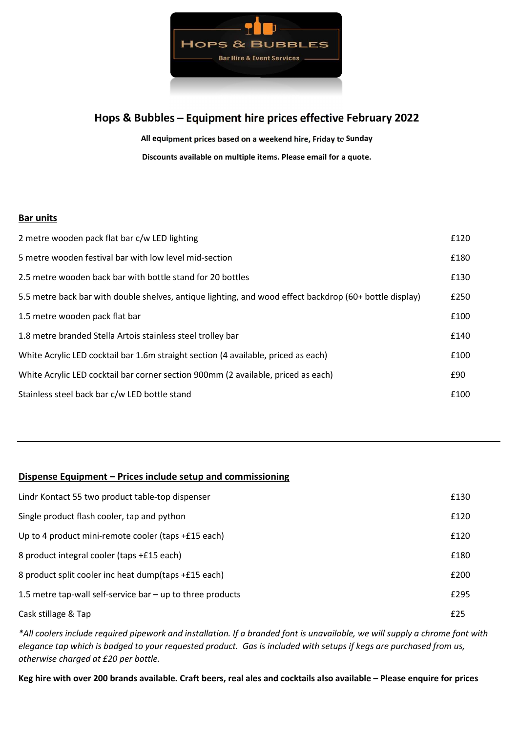# Hops & Bubbles – Equipment hire prices effective February 2022

**All equipment prices based on a weekend hire, Friday to Sunday**

**Discounts available on multiple items. Please email for a quote.**

## Bar units

| Item | Price |
|---|---|
| 2 metre wooden pack flat bar c/w LED lighting | £120 |
| 5 metre wooden festival bar with low level mid-section | £180 |
| 2.5 metre wooden back bar with bottle stand for 20 bottles | £130 |
| 5.5 metre back bar with double shelves, antique lighting, and wood effect backdrop (60+ bottle display) | £250 |
| 1.5 metre wooden pack flat bar | £100 |
| 1.8 metre branded Stella Artois stainless steel trolley bar | £140 |
| White Acrylic LED cocktail bar 1.6m straight section (4 available, priced as each) | £100 |
| White Acrylic LED cocktail bar corner section 900mm (2 available, priced as each) | £90 |
| Stainless steel back bar c/w LED bottle stand | £100 |

---

## Dispense Equipment – Prices include setup and commissioning

| Item | Price |
|---|---|
| Lindr Kontact 55 two product table-top dispenser | £130 |
| Single product flash cooler, tap and python | £120 |
| Up to 4 product mini-remote cooler (taps +£15 each) | £120 |
| 8 product integral cooler (taps +£15 each) | £180 |
| 8 product split cooler inc heat dump(taps +£15 each) | £200 |
| 1.5 metre tap-wall self-service bar – up to three products | £295 |
| Cask stillage & Tap | £25 |

*\*All coolers include required pipework and installation. If a branded font is unavailable, we will supply a chrome font with elegance tap which is badged to your requested product. Gas is included with setups if kegs are purchased from us, otherwise charged at £20 per bottle.*

**Keg hire with over 200 brands available. Craft beers, real ales and cocktails also available – Please enquire for prices**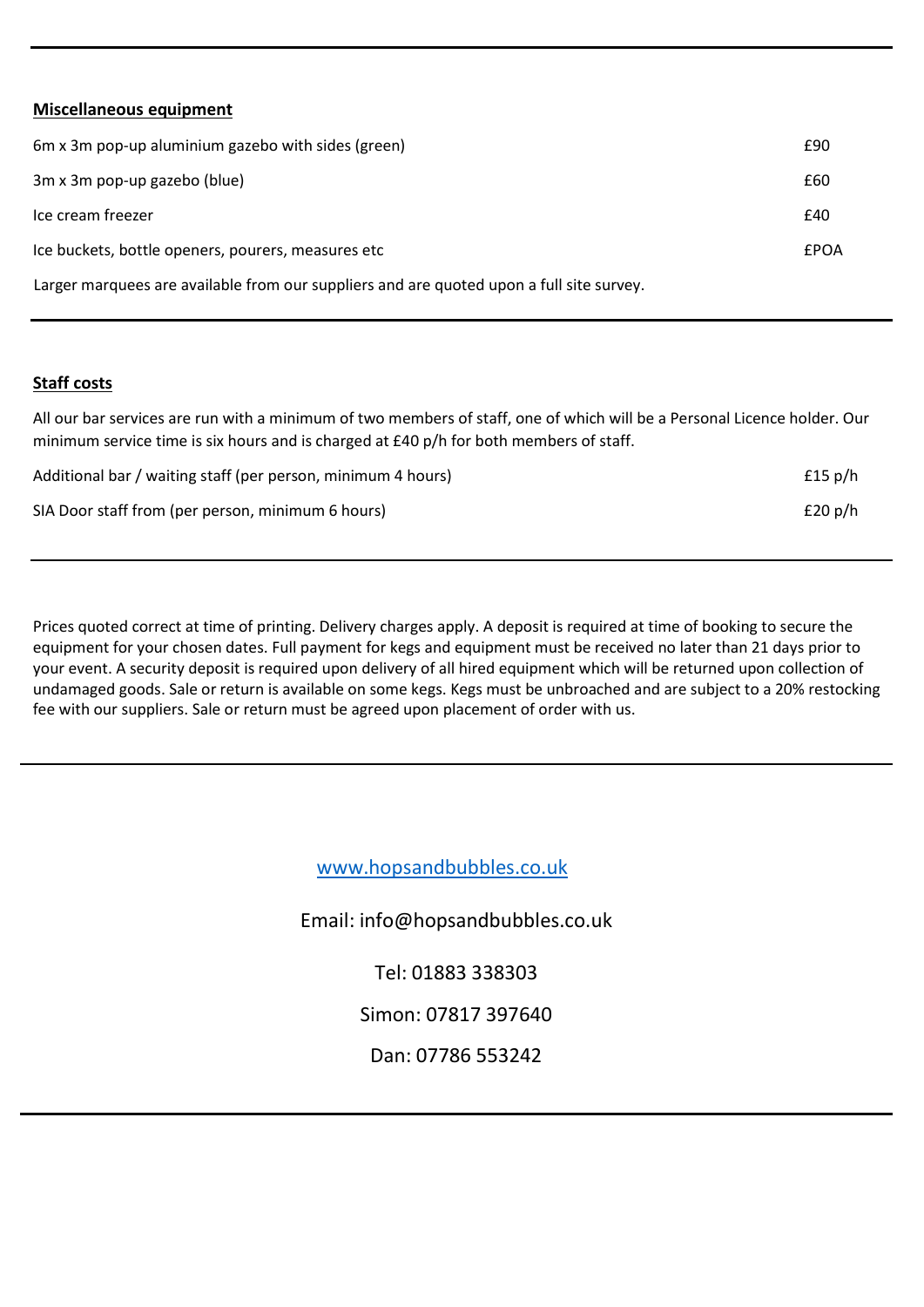**Miscellaneous equipment**

| | |
|---|---|
| 6m x 3m pop-up aluminium gazebo with sides (green) | £90 |
| 3m x 3m pop-up gazebo (blue) | £60 |
| Ice cream freezer | £40 |
| Ice buckets, bottle openers, pourers, measures etc | £POA |

Larger marquees are available from our suppliers and are quoted upon a full site survey.

**Staff costs**

All our bar services are run with a minimum of two members of staff, one of which will be a Personal Licence holder. Our minimum service time is six hours and is charged at £40 p/h for both members of staff.

| | |
|---|---|
| Additional bar / waiting staff (per person, minimum 4 hours) | £15 p/h |
| SIA Door staff from (per person, minimum 6 hours) | £20 p/h |

Prices quoted correct at time of printing. Delivery charges apply. A deposit is required at time of booking to secure the equipment for your chosen dates. Full payment for kegs and equipment must be received no later than 21 days prior to your event. A security deposit is required upon delivery of all hired equipment which will be returned upon collection of undamaged goods. Sale or return is available on some kegs. Kegs must be unbroached and are subject to a 20% restocking fee with our suppliers. Sale or return must be agreed upon placement of order with us.

www.hopsandbubbles.co.uk

Email: info@hopsandbubbles.co.uk

Tel: 01883 338303

Simon: 07817 397640

Dan: 07786 553242